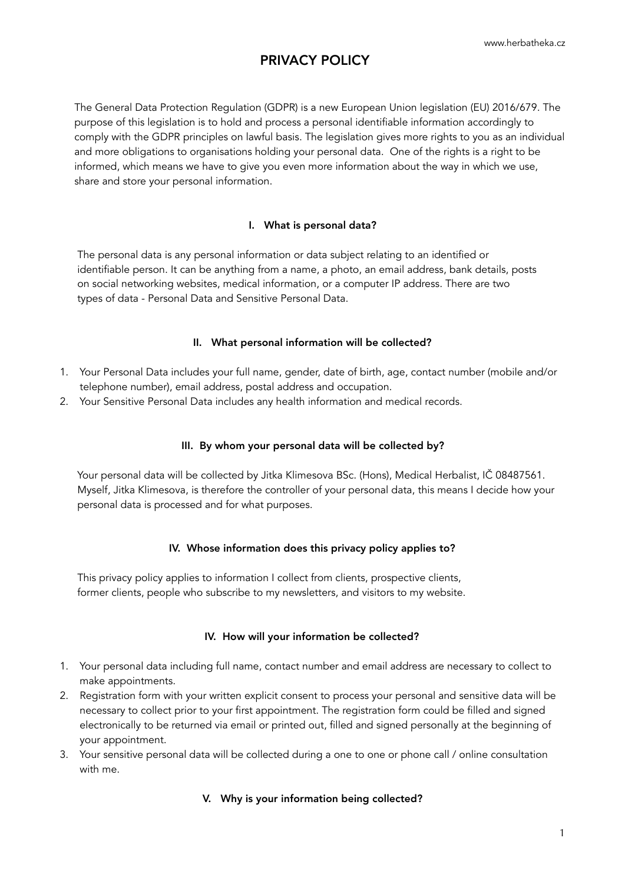# PRIVACY POLICY

The General Data Protection Regulation (GDPR) is a new European Union legislation (EU) 2016/679. The purpose of this legislation is to hold and process a personal identifiable information accordingly to comply with the GDPR principles on lawful basis. The legislation gives more rights to you as an individual and more obligations to organisations holding your personal data. One of the rights is a right to be informed, which means we have to give you even more information about the way in which we use, share and store your personal information.

## I. What is personal data?

The personal data is any personal information or data subject relating to an identified or identifiable person. It can be anything from a name, a photo, an email address, bank details, posts on social networking websites, medical information, or a computer IP address. There are two types of data - Personal Data and Sensitive Personal Data.

## II. What personal information will be collected?

1. Your Personal Data includes your full name, gender, date of birth, age, contact number (mobile and/or telephone number), email address, postal address and occupation.
2. Your Sensitive Personal Data includes any health information and medical records.

## III. By whom your personal data will be collected by?

Your personal data will be collected by Jitka Klimesova BSc. (Hons), Medical Herbalist, IČ 08487561. Myself, Jitka Klimesova, is therefore the controller of your personal data, this means I decide how your personal data is processed and for what purposes.

## IV. Whose information does this privacy policy applies to?

This privacy policy applies to information I collect from clients, prospective clients, former clients, people who subscribe to my newsletters, and visitors to my website.

## IV. How will your information be collected?

1. Your personal data including full name, contact number and email address are necessary to collect to make appointments.
2. Registration form with your written explicit consent to process your personal and sensitive data will be necessary to collect prior to your first appointment. The registration form could be filled and signed electronically to be returned via email or printed out, filled and signed personally at the beginning of your appointment.
3. Your sensitive personal data will be collected during a one to one or phone call / online consultation with me.

## V. Why is your information being collected?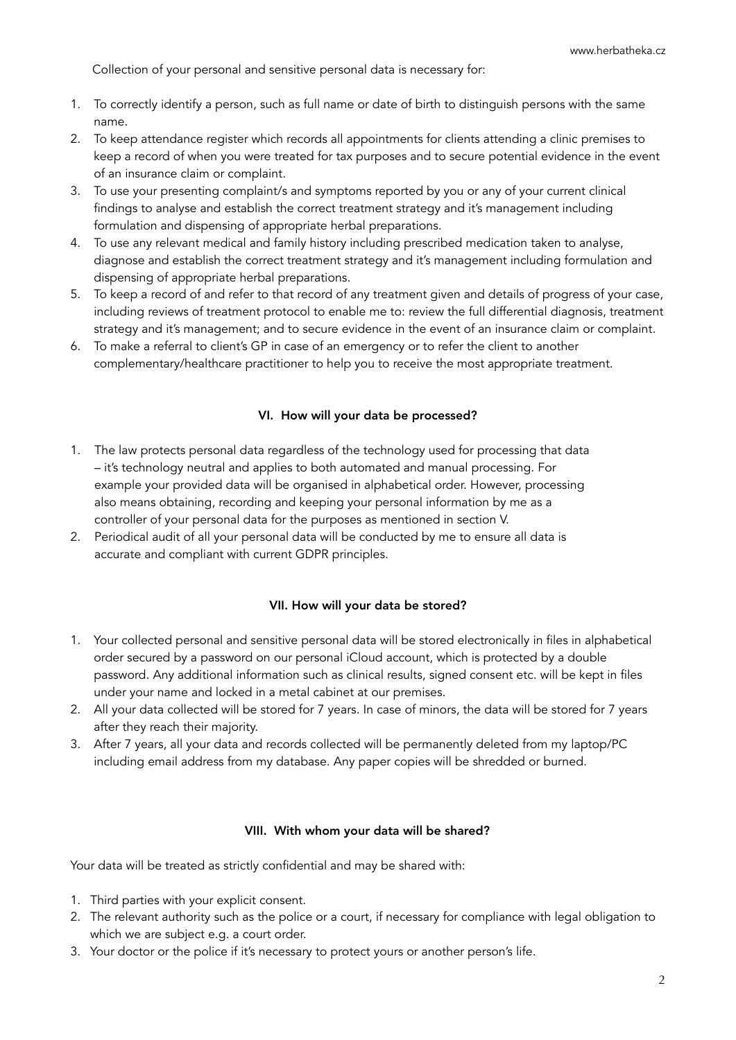Collection of your personal and sensitive personal data is necessary for:

1. To correctly identify a person, such as full name or date of birth to distinguish persons with the same name.
2. To keep attendance register which records all appointments for clients attending a clinic premises to keep a record of when you were treated for tax purposes and to secure potential evidence in the event of an insurance claim or complaint.
3. To use your presenting complaint/s and symptoms reported by you or any of your current clinical findings to analyse and establish the correct treatment strategy and it's management including formulation and dispensing of appropriate herbal preparations.
4. To use any relevant medical and family history including prescribed medication taken to analyse, diagnose and establish the correct treatment strategy and it's management including formulation and dispensing of appropriate herbal preparations.
5. To keep a record of and refer to that record of any treatment given and details of progress of your case, including reviews of treatment protocol to enable me to: review the full differential diagnosis, treatment strategy and it's management; and to secure evidence in the event of an insurance claim or complaint.
6. To make a referral to client's GP in case of an emergency or to refer the client to another complementary/healthcare practitioner to help you to receive the most appropriate treatment.

## VI. How will your data be processed?

1. The law protects personal data regardless of the technology used for processing that data – it's technology neutral and applies to both automated and manual processing. For example your provided data will be organised in alphabetical order. However, processing also means obtaining, recording and keeping your personal information by me as a controller of your personal data for the purposes as mentioned in section V.
2. Periodical audit of all your personal data will be conducted by me to ensure all data is accurate and compliant with current GDPR principles.

## VII. How will your data be stored?

1. Your collected personal and sensitive personal data will be stored electronically in files in alphabetical order secured by a password on our personal iCloud account, which is protected by a double password. Any additional information such as clinical results, signed consent etc. will be kept in files under your name and locked in a metal cabinet at our premises.
2. All your data collected will be stored for 7 years. In case of minors, the data will be stored for 7 years after they reach their majority.
3. After 7 years, all your data and records collected will be permanently deleted from my laptop/PC including email address from my database. Any paper copies will be shredded or burned.

## VIII. With whom your data will be shared?

Your data will be treated as strictly confidential and may be shared with:

1. Third parties with your explicit consent.
2. The relevant authority such as the police or a court, if necessary for compliance with legal obligation to which we are subject e.g. a court order.
3. Your doctor or the police if it's necessary to protect yours or another person's life.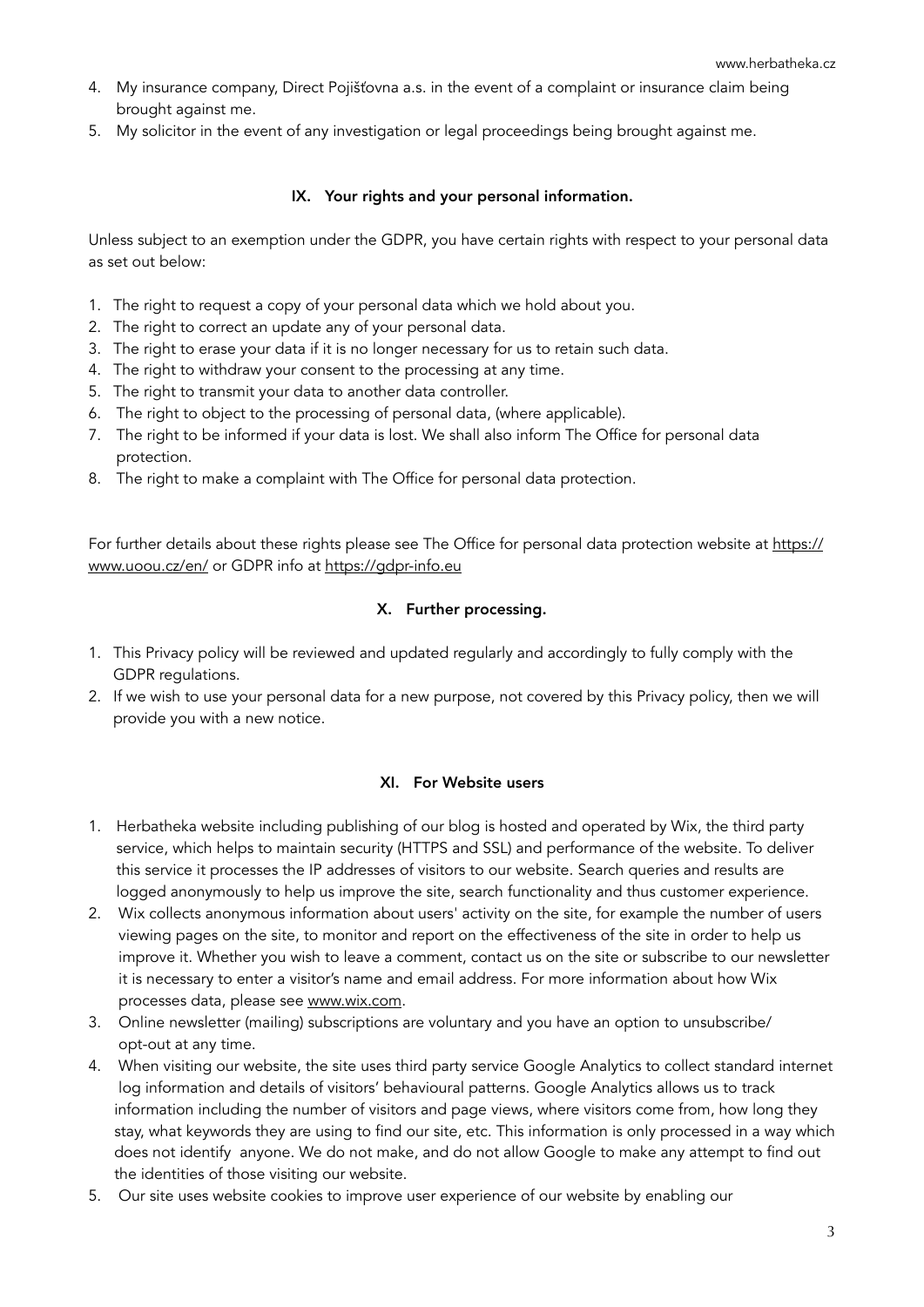4. My insurance company, Direct Pojišťovna a.s. in the event of a complaint or insurance claim being brought against me.
5. My solicitor in the event of any investigation or legal proceedings being brought against me.

## IX. Your rights and your personal information.

Unless subject to an exemption under the GDPR, you have certain rights with respect to your personal data as set out below:

1. The right to request a copy of your personal data which we hold about you.
2. The right to correct an update any of your personal data.
3. The right to erase your data if it is no longer necessary for us to retain such data.
4. The right to withdraw your consent to the processing at any time.
5. The right to transmit your data to another data controller.
6. The right to object to the processing of personal data, (where applicable).
7. The right to be informed if your data is lost. We shall also inform The Office for personal data protection.
8. The right to make a complaint with The Office for personal data protection.

For further details about these rights please see The Office for personal data protection website at https://www.uoou.cz/en/ or GDPR info at https://gdpr-info.eu

## X. Further processing.

1. This Privacy policy will be reviewed and updated regularly and accordingly to fully comply with the GDPR regulations.
2. If we wish to use your personal data for a new purpose, not covered by this Privacy policy, then we will provide you with a new notice.

## XI. For Website users

1. Herbatheka website including publishing of our blog is hosted and operated by Wix, the third party service, which helps to maintain security (HTTPS and SSL) and performance of the website. To deliver this service it processes the IP addresses of visitors to our website. Search queries and results are logged anonymously to help us improve the site, search functionality and thus customer experience.
2. Wix collects anonymous information about users' activity on the site, for example the number of users viewing pages on the site, to monitor and report on the effectiveness of the site in order to help us improve it. Whether you wish to leave a comment, contact us on the site or subscribe to our newsletter it is necessary to enter a visitor's name and email address. For more information about how Wix processes data, please see www.wix.com.
3. Online newsletter (mailing) subscriptions are voluntary and you have an option to unsubscribe/ opt-out at any time.
4. When visiting our website, the site uses third party service Google Analytics to collect standard internet log information and details of visitors' behavioural patterns. Google Analytics allows us to track information including the number of visitors and page views, where visitors come from, how long they stay, what keywords they are using to find our site, etc. This information is only processed in a way which does not identify anyone. We do not make, and do not allow Google to make any attempt to find out the identities of those visiting our website.
5. Our site uses website cookies to improve user experience of our website by enabling our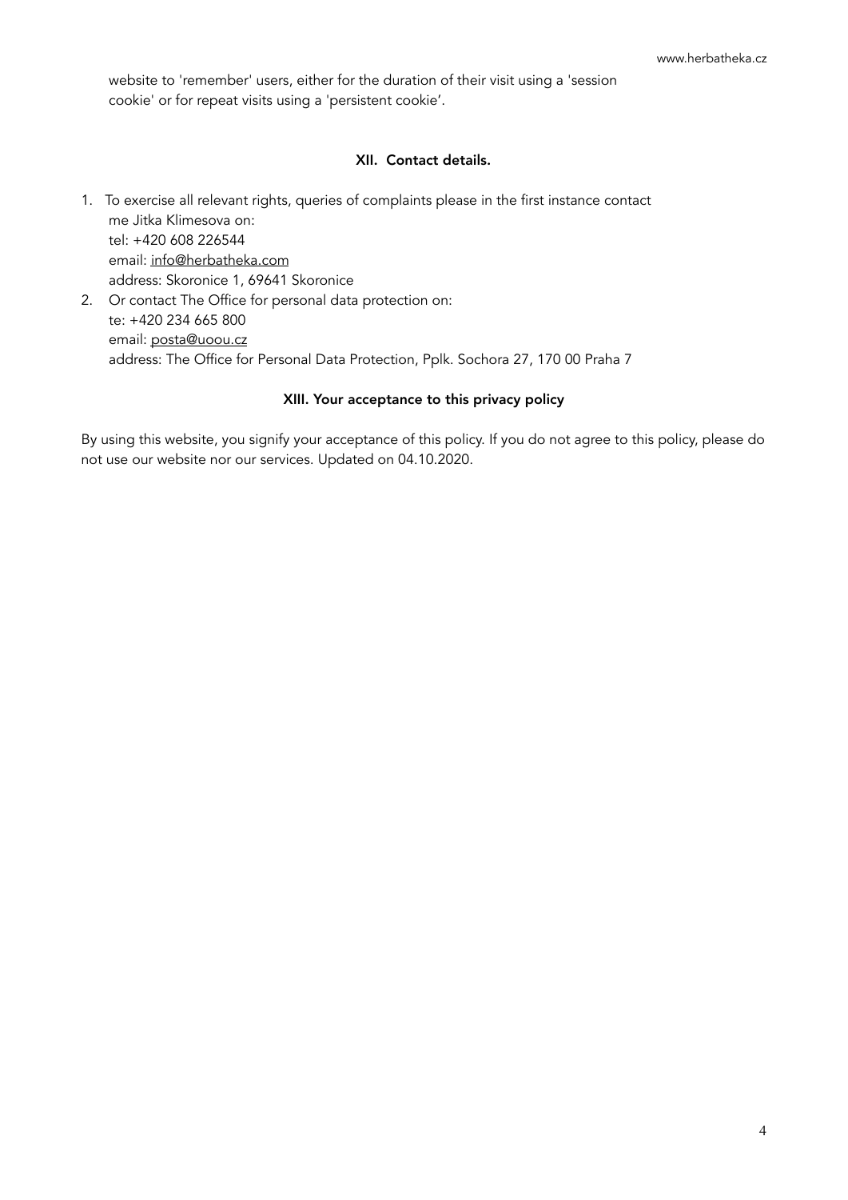website to 'remember' users, either for the duration of their visit using a 'session cookie' or for repeat visits using a 'persistent cookie'.

## XII. Contact details.

1. To exercise all relevant rights, queries of complaints please in the first instance contact me Jitka Klimesova on:
   tel: +420 608 226544
   email: info@herbatheka.com
   address: Skoronice 1, 69641 Skoronice
2. Or contact The Office for personal data protection on:
   te: +420 234 665 800
   email: posta@uoou.cz
   address: The Office for Personal Data Protection, Pplk. Sochora 27, 170 00 Praha 7

## XIII. Your acceptance to this privacy policy

By using this website, you signify your acceptance of this policy. If you do not agree to this policy, please do not use our website nor our services. Updated on 04.10.2020.